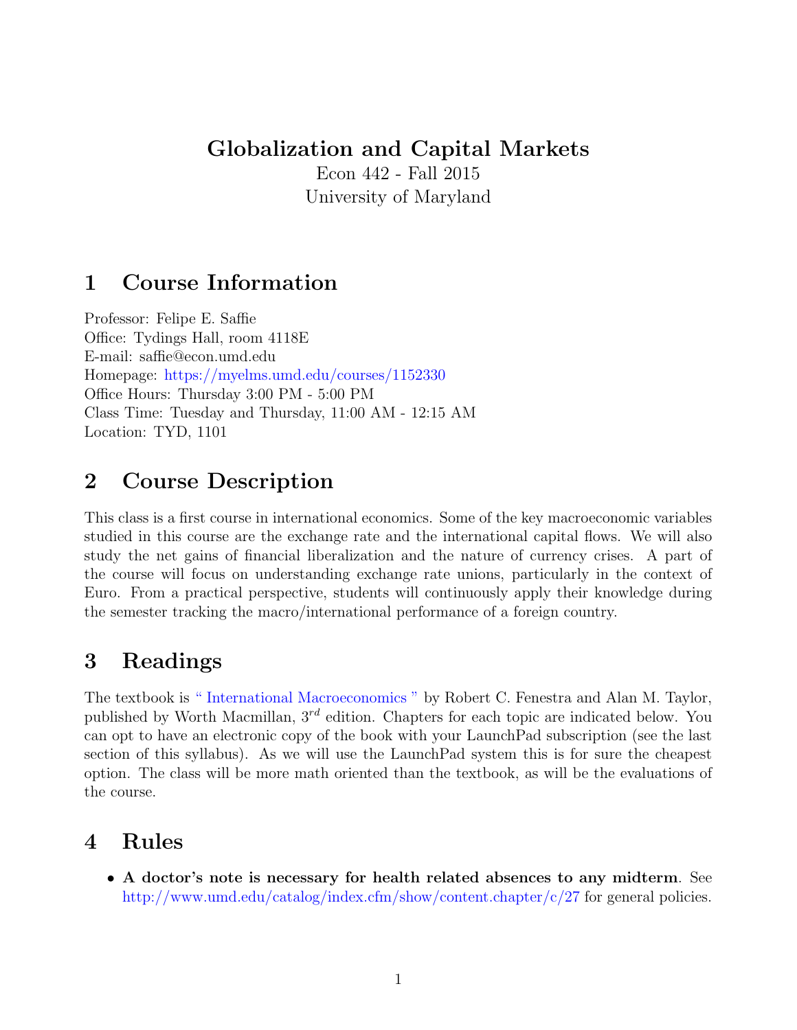# Globalization and Capital Markets

Econ 442 - Fall 2015

University of Maryland

## 1 Course Information

Professor: Felipe E. Saffie

Office: Tydings Hall, room 4118E

E-mail: saffie@econ.umd.edu

Homepage: https://myelms.umd.edu/courses/1152330

Office Hours: Thursday 3:00 PM - 5:00 PM

Class Time: Tuesday and Thursday, 11:00 AM - 12:15 AM

Location: TYD, 1101

## 2 Course Description

This class is a first course in international economics. Some of the key macroeconomic variables studied in this course are the exchange rate and the international capital flows. We will also study the net gains of financial liberalization and the nature of currency crises. A part of the course will focus on understanding exchange rate unions, particularly in the context of Euro. From a practical perspective, students will continuously apply their knowledge during the semester tracking the macro/international performance of a foreign country.

## 3 Readings

The textbook is " International Macroeconomics " by Robert C. Fenestra and Alan M. Taylor, published by Worth Macmillan, 3rd edition. Chapters for each topic are indicated below. You can opt to have an electronic copy of the book with your LaunchPad subscription (see the last section of this syllabus). As we will use the LaunchPad system this is for sure the cheapest option. The class will be more math oriented than the textbook, as will be the evaluations of the course.

## 4 Rules

- **A doctor's note is necessary for health related absences to any midterm**. See http://www.umd.edu/catalog/index.cfm/show/content.chapter/c/27 for general policies.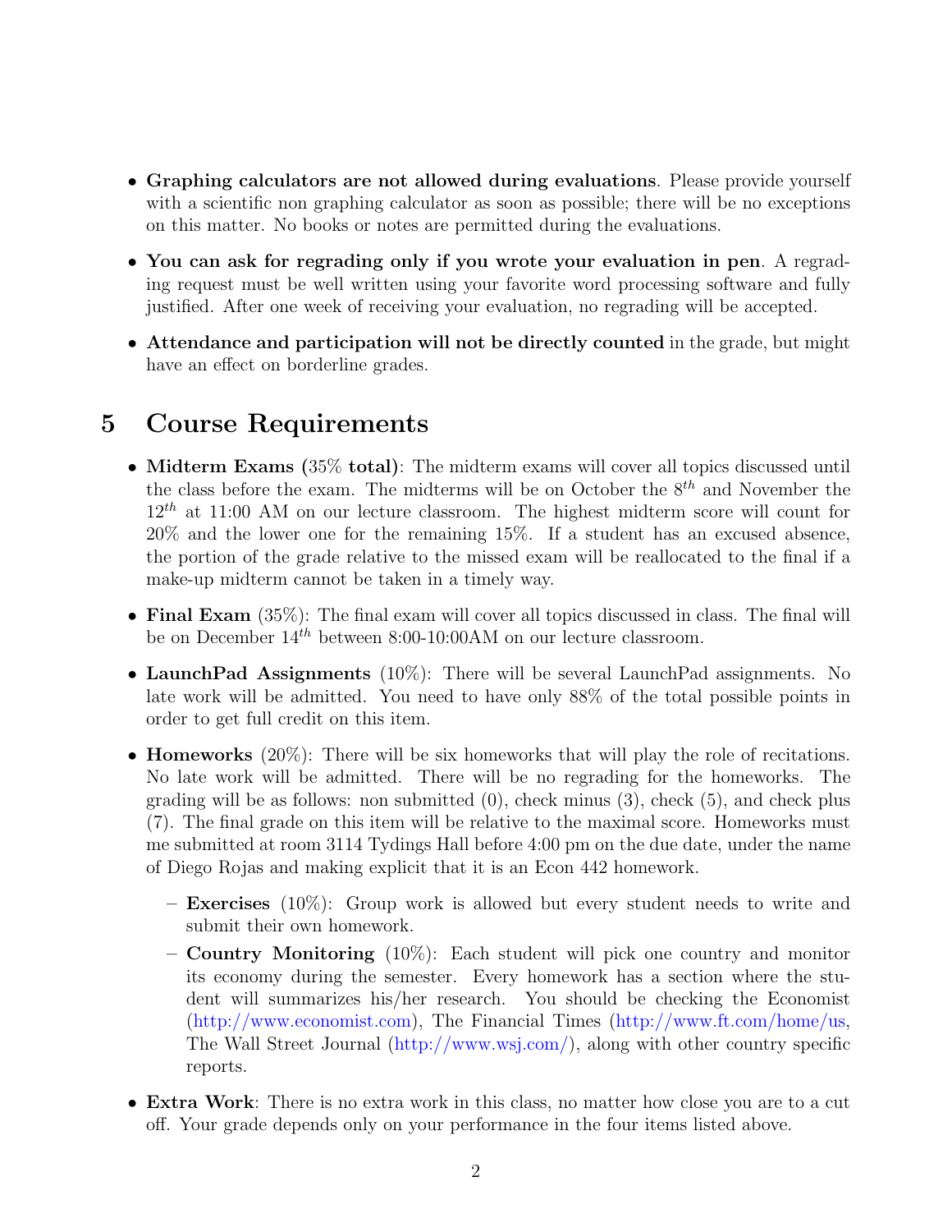- **Graphing calculators are not allowed during evaluations**. Please provide yourself with a scientific non graphing calculator as soon as possible; there will be no exceptions on this matter. No books or notes are permitted during the evaluations.
- **You can ask for regrading only if you wrote your evaluation in pen**. A regrading request must be well written using your favorite word processing software and fully justified. After one week of receiving your evaluation, no regrading will be accepted.
- **Attendance and participation will not be directly counted** in the grade, but might have an effect on borderline grades.

## 5 Course Requirements

- **Midterm Exams (35% total)**: The midterm exams will cover all topics discussed until the class before the exam. The midterms will be on October the $8^{th}$ and November the $12^{th}$ at 11:00 AM on our lecture classroom. The highest midterm score will count for 20% and the lower one for the remaining 15%. If a student has an excused absence, the portion of the grade relative to the missed exam will be reallocated to the final if a make-up midterm cannot be taken in a timely way.
- **Final Exam** (35%): The final exam will cover all topics discussed in class. The final will be on December $14^{th}$ between 8:00-10:00AM on our lecture classroom.
- **LaunchPad Assignments** (10%): There will be several LaunchPad assignments. No late work will be admitted. You need to have only 88% of the total possible points in order to get full credit on this item.
- **Homeworks** (20%): There will be six homeworks that will play the role of recitations. No late work will be admitted. There will be no regrading for the homeworks. The grading will be as follows: non submitted (0), check minus (3), check (5), and check plus (7). The final grade on this item will be relative to the maximal score. Homeworks must me submitted at room 3114 Tydings Hall before 4:00 pm on the due date, under the name of Diego Rojas and making explicit that it is an Econ 442 homework.
  - **Exercises** (10%): Group work is allowed but every student needs to write and submit their own homework.
  - **Country Monitoring** (10%): Each student will pick one country and monitor its economy during the semester. Every homework has a section where the student will summarizes his/her research. You should be checking the Economist (http://www.economist.com), The Financial Times (http://www.ft.com/home/us, The Wall Street Journal (http://www.wsj.com/), along with other country specific reports.
- **Extra Work**: There is no extra work in this class, no matter how close you are to a cut off. Your grade depends only on your performance in the four items listed above.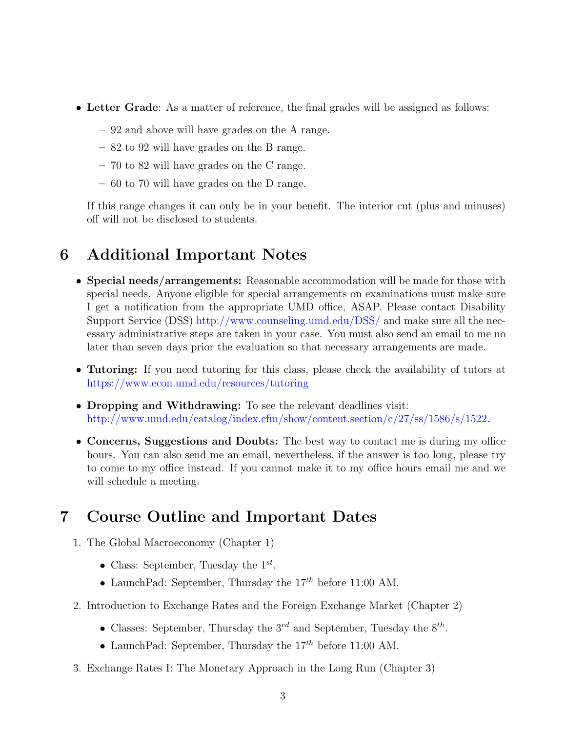- **Letter Grade**: As a matter of reference, the final grades will be assigned as follows:
  - 92 and above will have grades on the A range.
  - 82 to 92 will have grades on the B range.
  - 70 to 82 will have grades on the C range.
  - 60 to 70 will have grades on the D range.

  If this range changes it can only be in your benefit. The interior cut (plus and minuses) off will not be disclosed to students.

# 6 Additional Important Notes

- **Special needs/arrangements:** Reasonable accommodation will be made for those with special needs. Anyone eligible for special arrangements on examinations must make sure I get a notification from the appropriate UMD office, ASAP. Please contact Disability Support Service (DSS) http://www.counseling.umd.edu/DSS/ and make sure all the necessary administrative steps are taken in your case. You must also send an email to me no later than seven days prior the evaluation so that necessary arrangements are made.
- **Tutoring:** If you need tutoring for this class, please check the availability of tutors at https://www.econ.umd.edu/resources/tutoring
- **Dropping and Withdrawing:** To see the relevant deadlines visit: http://www.umd.edu/catalog/index.cfm/show/content.section/c/27/ss/1586/s/1522.
- **Concerns, Suggestions and Doubts:** The best way to contact me is during my office hours. You can also send me an email, nevertheless, if the answer is too long, please try to come to my office instead. If you cannot make it to my office hours email me and we will schedule a meeting.

# 7 Course Outline and Important Dates

1. The Global Macroeconomy (Chapter 1)
   - Class: September, Tuesday the 1$^{st}$.
   - LaunchPad: September, Thursday the 17$^{th}$ before 11:00 AM.
2. Introduction to Exchange Rates and the Foreign Exchange Market (Chapter 2)
   - Classes: September, Thursday the 3$^{rd}$ and September, Tuesday the 8$^{th}$.
   - LaunchPad: September, Thursday the 17$^{th}$ before 11:00 AM.
3. Exchange Rates I: The Monetary Approach in the Long Run (Chapter 3)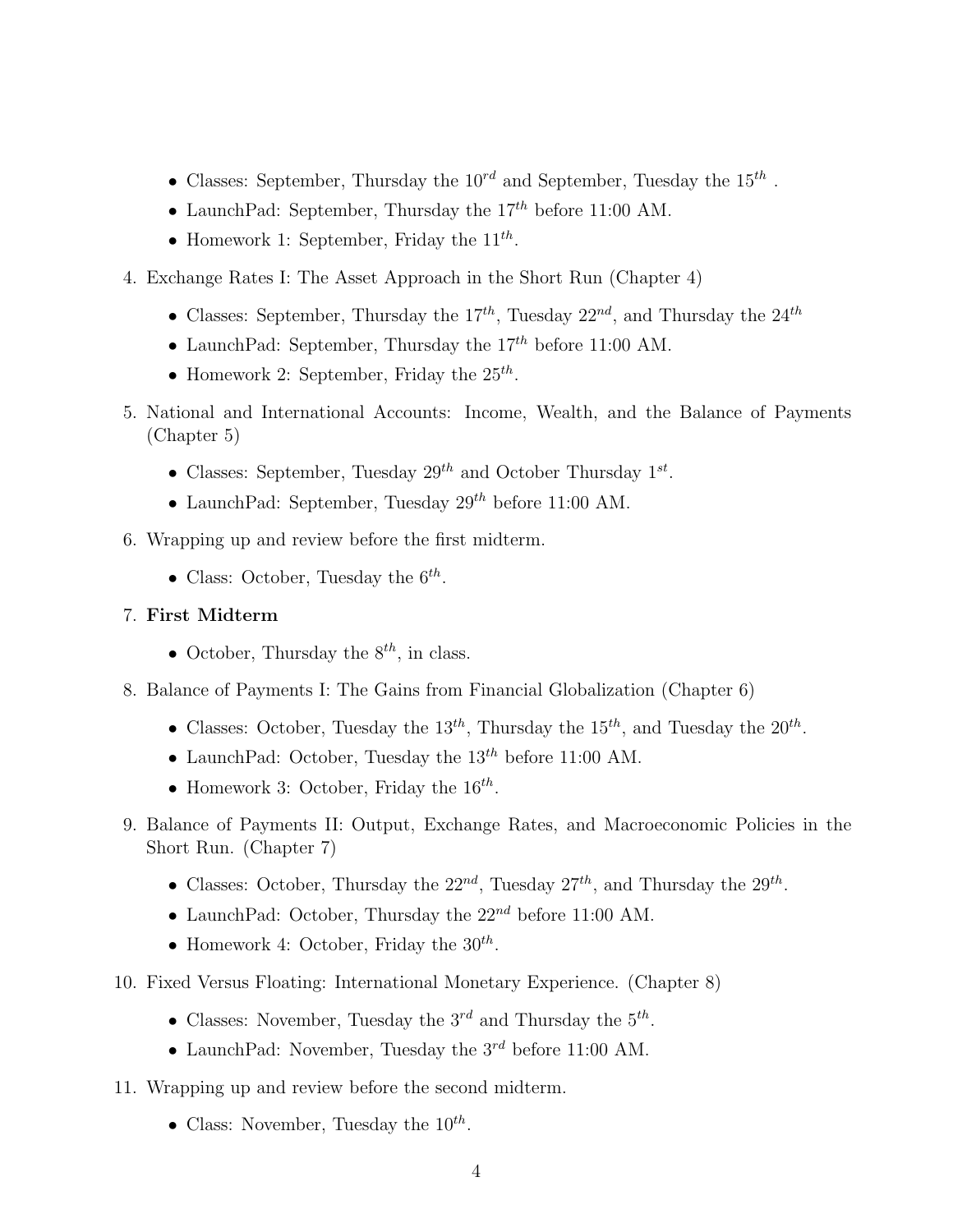- Classes: September, Thursday the $10^{rd}$ and September, Tuesday the $15^{th}$ .
- LaunchPad: September, Thursday the $17^{th}$ before 11:00 AM.
- Homework 1: September, Friday the $11^{th}$.

4. Exchange Rates I: The Asset Approach in the Short Run (Chapter 4)
   - Classes: September, Thursday the $17^{th}$, Tuesday $22^{nd}$, and Thursday the $24^{th}$
   - LaunchPad: September, Thursday the $17^{th}$ before 11:00 AM.
   - Homework 2: September, Friday the $25^{th}$.

5. National and International Accounts: Income, Wealth, and the Balance of Payments (Chapter 5)
   - Classes: September, Tuesday $29^{th}$ and October Thursday $1^{st}$.
   - LaunchPad: September, Tuesday $29^{th}$ before 11:00 AM.

6. Wrapping up and review before the first midterm.
   - Class: October, Tuesday the $6^{th}$.

7. **First Midterm**
   - October, Thursday the $8^{th}$, in class.

8. Balance of Payments I: The Gains from Financial Globalization (Chapter 6)
   - Classes: October, Tuesday the $13^{th}$, Thursday the $15^{th}$, and Tuesday the $20^{th}$.
   - LaunchPad: October, Tuesday the $13^{th}$ before 11:00 AM.
   - Homework 3: October, Friday the $16^{th}$.

9. Balance of Payments II: Output, Exchange Rates, and Macroeconomic Policies in the Short Run. (Chapter 7)
   - Classes: October, Thursday the $22^{nd}$, Tuesday $27^{th}$, and Thursday the $29^{th}$.
   - LaunchPad: October, Thursday the $22^{nd}$ before 11:00 AM.
   - Homework 4: October, Friday the $30^{th}$.

10. Fixed Versus Floating: International Monetary Experience. (Chapter 8)
    - Classes: November, Tuesday the $3^{rd}$ and Thursday the $5^{th}$.
    - LaunchPad: November, Tuesday the $3^{rd}$ before 11:00 AM.

11. Wrapping up and review before the second midterm.
    - Class: November, Tuesday the $10^{th}$.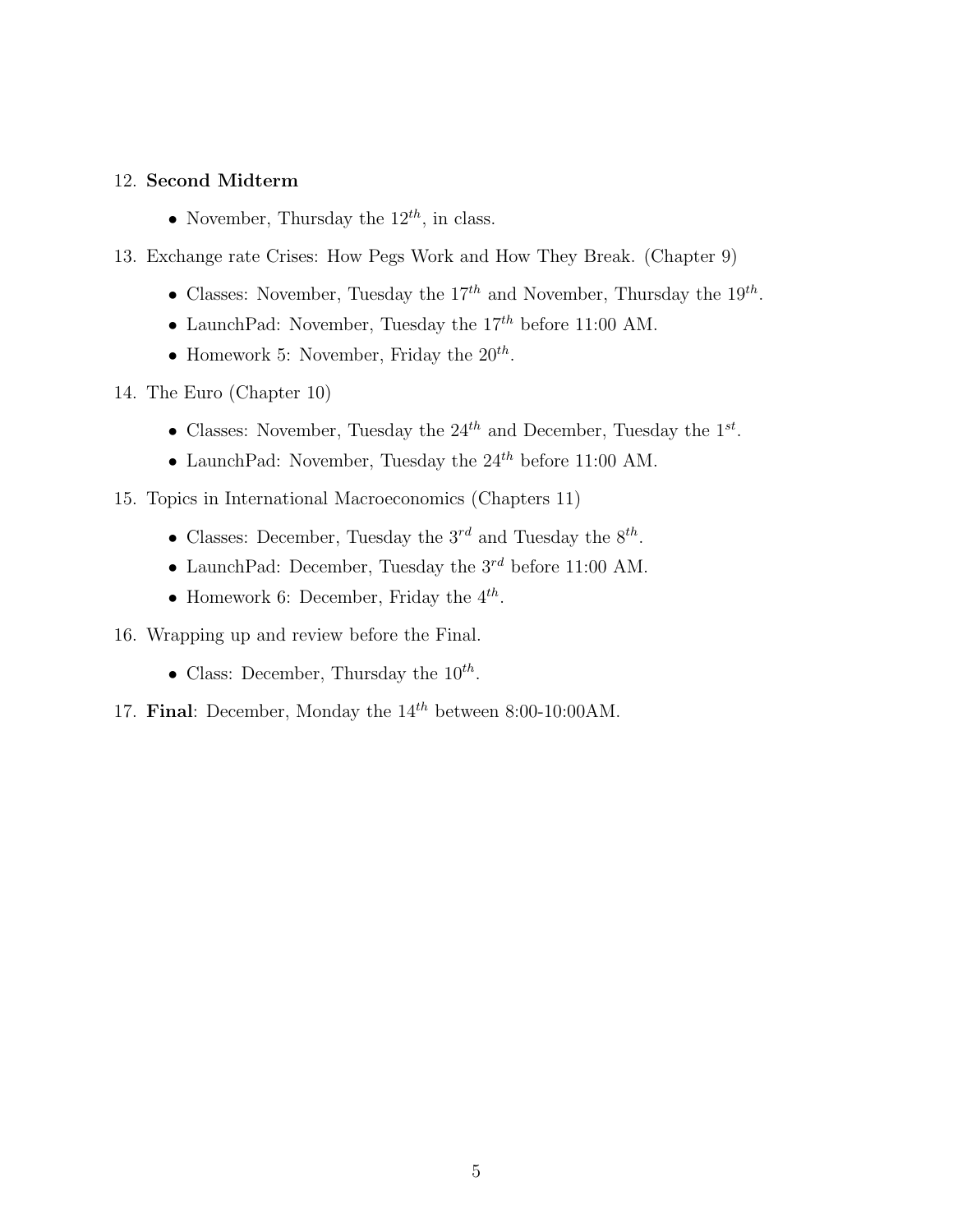12. **Second Midterm**
    - November, Thursday the $12^{th}$, in class.
13. Exchange rate Crises: How Pegs Work and How They Break. (Chapter 9)
    - Classes: November, Tuesday the $17^{th}$ and November, Thursday the $19^{th}$.
    - LaunchPad: November, Tuesday the $17^{th}$ before 11:00 AM.
    - Homework 5: November, Friday the $20^{th}$.
14. The Euro (Chapter 10)
    - Classes: November, Tuesday the $24^{th}$ and December, Tuesday the $1^{st}$.
    - LaunchPad: November, Tuesday the $24^{th}$ before 11:00 AM.
15. Topics in International Macroeconomics (Chapters 11)
    - Classes: December, Tuesday the $3^{rd}$ and Tuesday the $8^{th}$.
    - LaunchPad: December, Tuesday the $3^{rd}$ before 11:00 AM.
    - Homework 6: December, Friday the $4^{th}$.
16. Wrapping up and review before the Final.
    - Class: December, Thursday the $10^{th}$.
17. **Final**: December, Monday the $14^{th}$ between 8:00-10:00AM.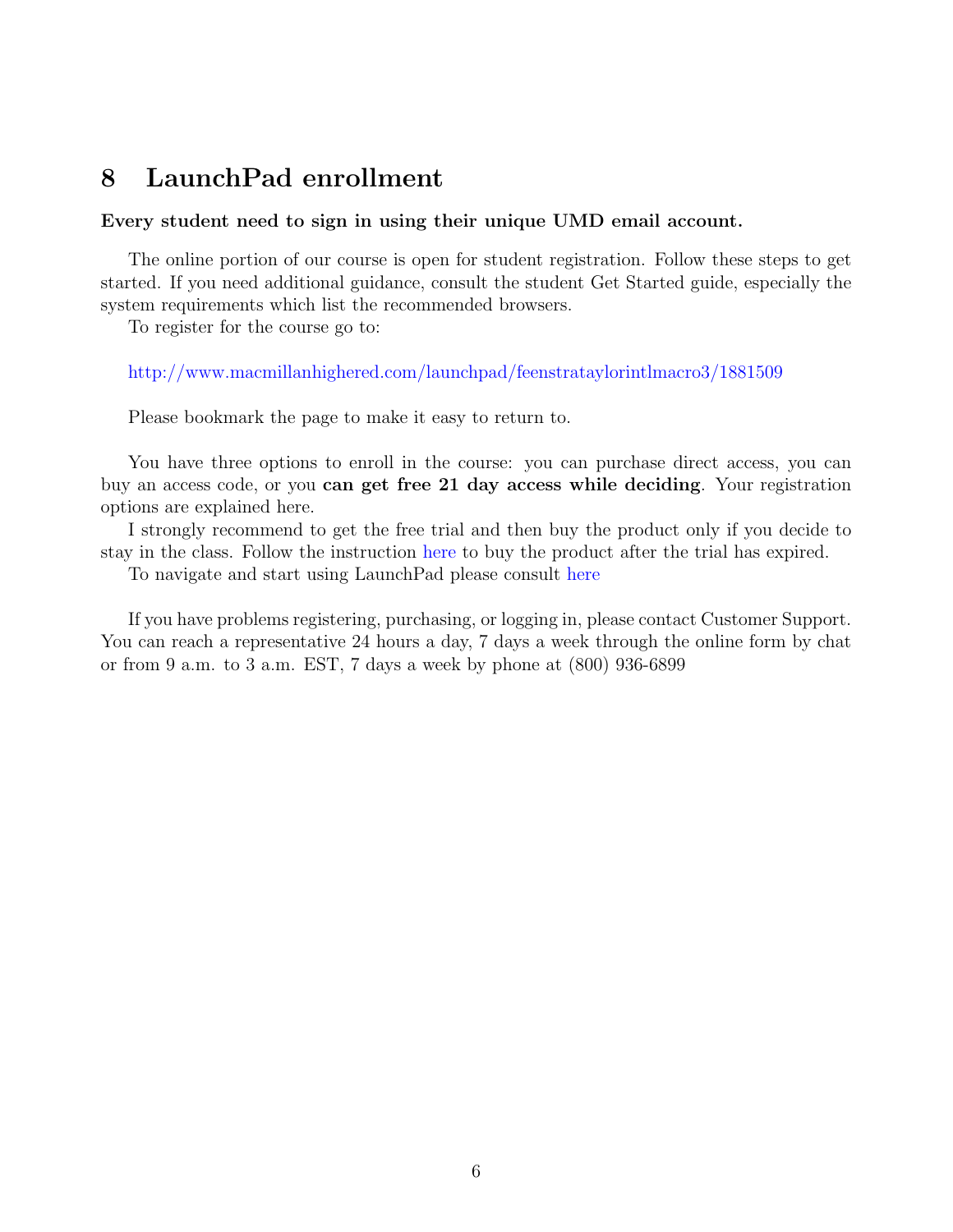## 8 LaunchPad enrollment

**Every student need to sign in using their unique UMD email account.**

The online portion of our course is open for student registration. Follow these steps to get started. If you need additional guidance, consult the student Get Started guide, especially the system requirements which list the recommended browsers.

To register for the course go to:

http://www.macmillanhighered.com/launchpad/feenstrataylorintlmacro3/1881509

Please bookmark the page to make it easy to return to.

You have three options to enroll in the course: you can purchase direct access, you can buy an access code, or you **can get free 21 day access while deciding**. Your registration options are explained here.

I strongly recommend to get the free trial and then buy the product only if you decide to stay in the class. Follow the instruction here to buy the product after the trial has expired.

To navigate and start using LaunchPad please consult here

If you have problems registering, purchasing, or logging in, please contact Customer Support. You can reach a representative 24 hours a day, 7 days a week through the online form by chat or from 9 a.m. to 3 a.m. EST, 7 days a week by phone at (800) 936-6899